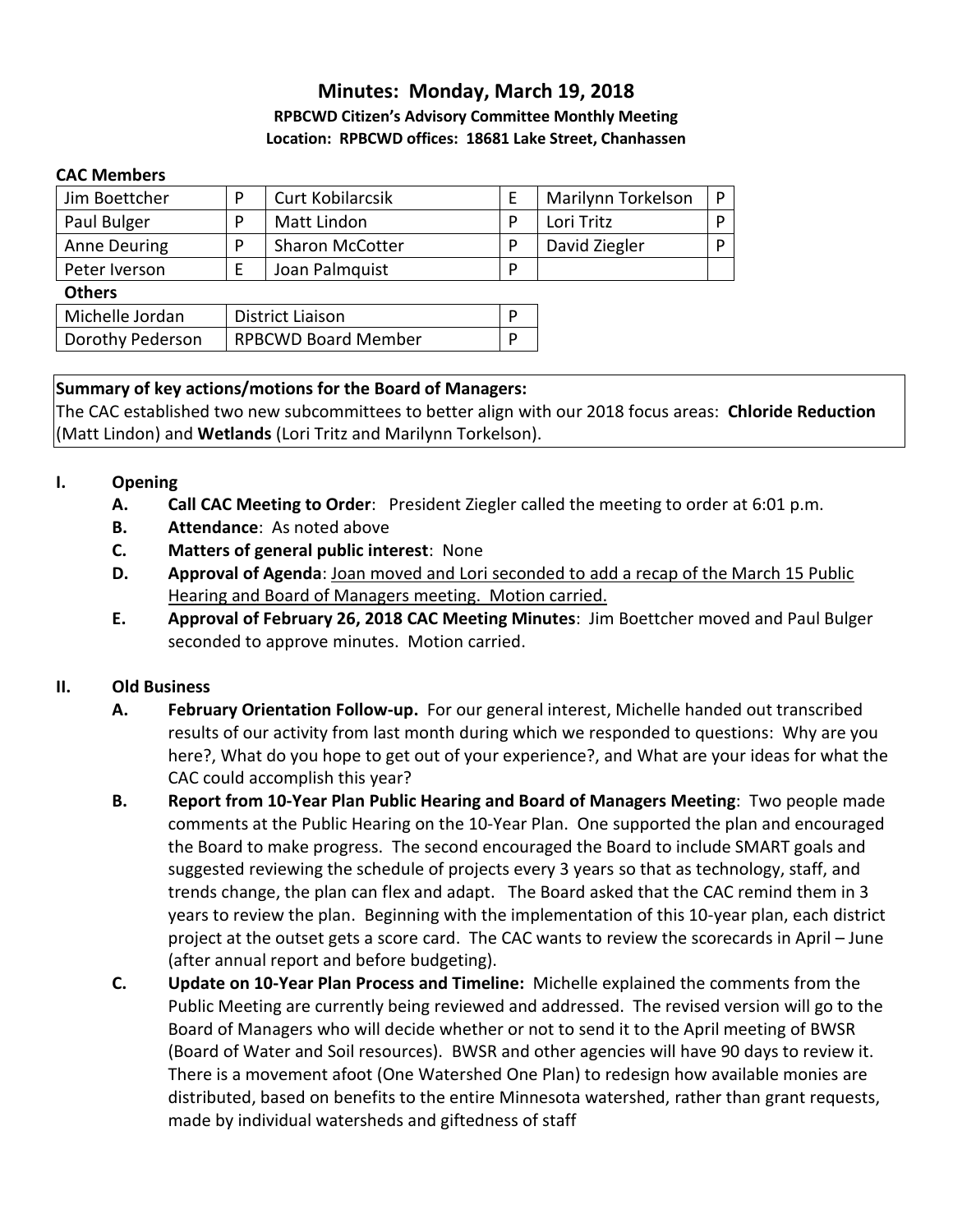# Minutes: Monday, March 19, 2018

**RPBCWD Citizen's Advisory Committee Monthly Meeting**

**Location: RPBCWD offices: 18681 Lake Street, Chanhassen**

**CAC Members**

| | | | | | |
|---|---|---|---|---|---|
| Jim Boettcher | P | Curt Kobilarcsik | E | Marilynn Torkelson | P |
| Paul Bulger | P | Matt Lindon | P | Lori Tritz | P |
| Anne Deuring | P | Sharon McCotter | P | David Ziegler | P |
| Peter Iverson | E | Joan Palmquist | P | | |

**Others**

| | | |
|---|---|---|
| Michelle Jordan | District Liaison | P |
| Dorothy Pederson | RPBCWD Board Member | P |

**Summary of key actions/motions for the Board of Managers:**
The CAC established two new subcommittees to better align with our 2018 focus areas: **Chloride Reduction** (Matt Lindon) and **Wetlands** (Lori Tritz and Marilynn Torkelson).

## I. Opening

- **A. Call CAC Meeting to Order**: President Ziegler called the meeting to order at 6:01 p.m.
- **B. Attendance**: As noted above
- **C. Matters of general public interest**: None
- **D. Approval of Agenda**: Joan moved and Lori seconded to add a recap of the March 15 Public Hearing and Board of Managers meeting. Motion carried.
- **E. Approval of February 26, 2018 CAC Meeting Minutes**: Jim Boettcher moved and Paul Bulger seconded to approve minutes. Motion carried.

## II. Old Business

- **A. February Orientation Follow-up.** For our general interest, Michelle handed out transcribed results of our activity from last month during which we responded to questions: Why are you here?, What do you hope to get out of your experience?, and What are your ideas for what the CAC could accomplish this year?
- **B. Report from 10-Year Plan Public Hearing and Board of Managers Meeting**: Two people made comments at the Public Hearing on the 10-Year Plan. One supported the plan and encouraged the Board to make progress. The second encouraged the Board to include SMART goals and suggested reviewing the schedule of projects every 3 years so that as technology, staff, and trends change, the plan can flex and adapt. The Board asked that the CAC remind them in 3 years to review the plan. Beginning with the implementation of this 10-year plan, each district project at the outset gets a score card. The CAC wants to review the scorecards in April – June (after annual report and before budgeting).
- **C. Update on 10-Year Plan Process and Timeline:** Michelle explained the comments from the Public Meeting are currently being reviewed and addressed. The revised version will go to the Board of Managers who will decide whether or not to send it to the April meeting of BWSR (Board of Water and Soil resources). BWSR and other agencies will have 90 days to review it. There is a movement afoot (One Watershed One Plan) to redesign how available monies are distributed, based on benefits to the entire Minnesota watershed, rather than grant requests, made by individual watersheds and giftedness of staff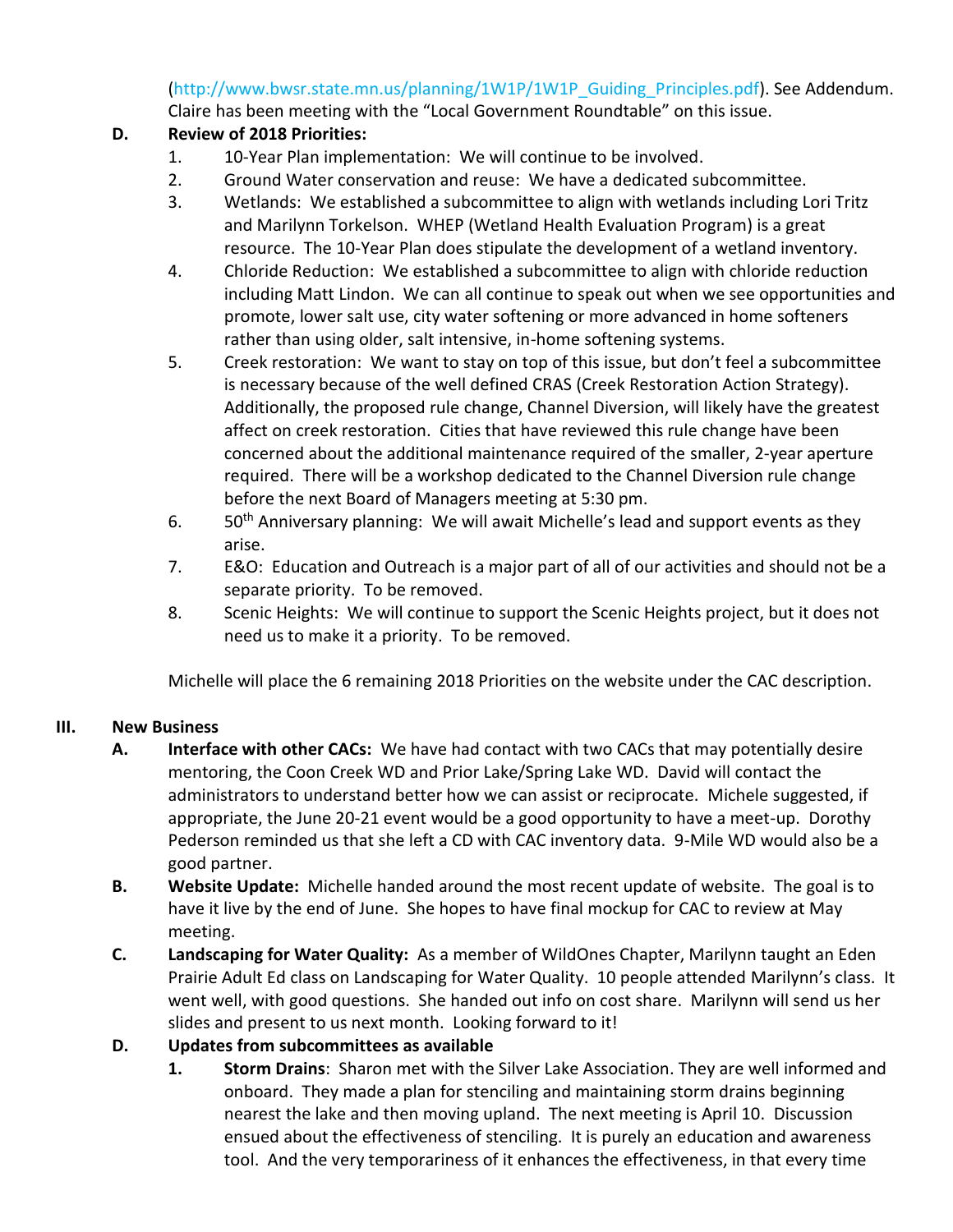(http://www.bwsr.state.mn.us/planning/1W1P/1W1P_Guiding_Principles.pdf). See Addendum. Claire has been meeting with the "Local Government Roundtable" on this issue.

**D. Review of 2018 Priorities:**

1. 10-Year Plan implementation: We will continue to be involved.
2. Ground Water conservation and reuse: We have a dedicated subcommittee.
3. Wetlands: We established a subcommittee to align with wetlands including Lori Tritz and Marilynn Torkelson. WHEP (Wetland Health Evaluation Program) is a great resource. The 10-Year Plan does stipulate the development of a wetland inventory.
4. Chloride Reduction: We established a subcommittee to align with chloride reduction including Matt Lindon. We can all continue to speak out when we see opportunities and promote, lower salt use, city water softening or more advanced in home softeners rather than using older, salt intensive, in-home softening systems.
5. Creek restoration: We want to stay on top of this issue, but don't feel a subcommittee is necessary because of the well defined CRAS (Creek Restoration Action Strategy). Additionally, the proposed rule change, Channel Diversion, will likely have the greatest affect on creek restoration. Cities that have reviewed this rule change have been concerned about the additional maintenance required of the smaller, 2-year aperture required. There will be a workshop dedicated to the Channel Diversion rule change before the next Board of Managers meeting at 5:30 pm.
6. 50th Anniversary planning: We will await Michelle's lead and support events as they arise.
7. E&O: Education and Outreach is a major part of all of our activities and should not be a separate priority. To be removed.
8. Scenic Heights: We will continue to support the Scenic Heights project, but it does not need us to make it a priority. To be removed.

Michelle will place the 6 remaining 2018 Priorities on the website under the CAC description.

## III. New Business

**A. Interface with other CACs:** We have had contact with two CACs that may potentially desire mentoring, the Coon Creek WD and Prior Lake/Spring Lake WD. David will contact the administrators to understand better how we can assist or reciprocate. Michele suggested, if appropriate, the June 20-21 event would be a good opportunity to have a meet-up. Dorothy Pederson reminded us that she left a CD with CAC inventory data. 9-Mile WD would also be a good partner.

**B. Website Update:** Michelle handed around the most recent update of website. The goal is to have it live by the end of June. She hopes to have final mockup for CAC to review at May meeting.

**C. Landscaping for Water Quality:** As a member of WildOnes Chapter, Marilynn taught an Eden Prairie Adult Ed class on Landscaping for Water Quality. 10 people attended Marilynn's class. It went well, with good questions. She handed out info on cost share. Marilynn will send us her slides and present to us next month. Looking forward to it!

**D. Updates from subcommittees as available**

1. **Storm Drains**: Sharon met with the Silver Lake Association. They are well informed and onboard. They made a plan for stenciling and maintaining storm drains beginning nearest the lake and then moving upland. The next meeting is April 10. Discussion ensued about the effectiveness of stenciling. It is purely an education and awareness tool. And the very temporariness of it enhances the effectiveness, in that every time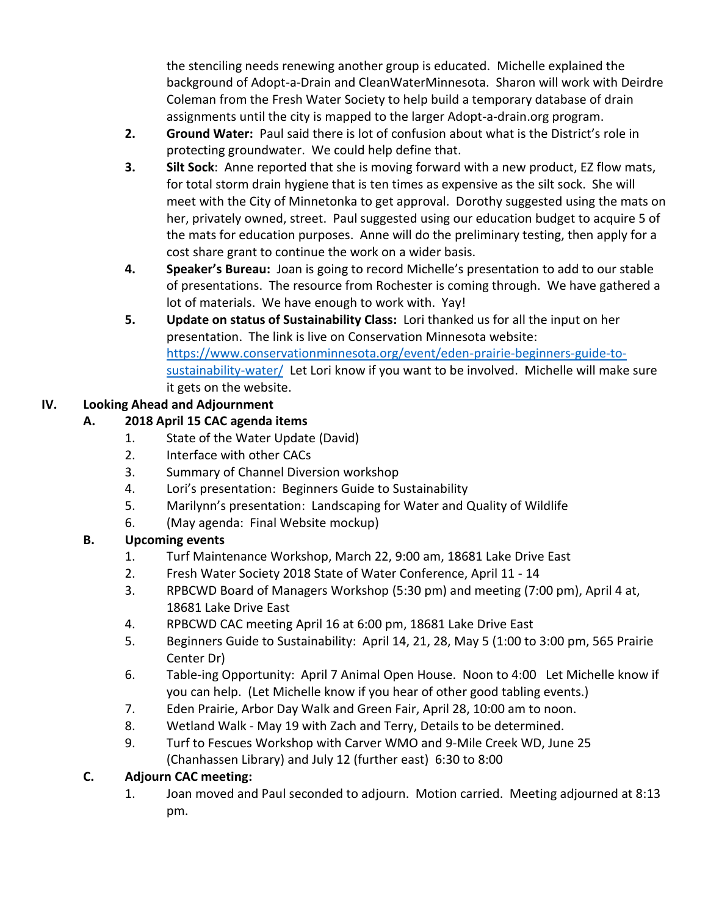the stenciling needs renewing another group is educated. Michelle explained the background of Adopt-a-Drain and CleanWaterMinnesota. Sharon will work with Deirdre Coleman from the Fresh Water Society to help build a temporary database of drain assignments until the city is mapped to the larger Adopt-a-drain.org program.

2. **Ground Water:** Paul said there is lot of confusion about what is the District's role in protecting groundwater. We could help define that.
3. **Silt Sock**: Anne reported that she is moving forward with a new product, EZ flow mats, for total storm drain hygiene that is ten times as expensive as the silt sock. She will meet with the City of Minnetonka to get approval. Dorothy suggested using the mats on her, privately owned, street. Paul suggested using our education budget to acquire 5 of the mats for education purposes. Anne will do the preliminary testing, then apply for a cost share grant to continue the work on a wider basis.
4. **Speaker's Bureau:** Joan is going to record Michelle's presentation to add to our stable of presentations. The resource from Rochester is coming through. We have gathered a lot of materials. We have enough to work with. Yay!
5. **Update on status of Sustainability Class:** Lori thanked us for all the input on her presentation. The link is live on Conservation Minnesota website: [https://www.conservationminnesota.org/event/eden-prairie-beginners-guide-to-sustainability-water/](https://www.conservationminnesota.org/event/eden-prairie-beginners-guide-to-sustainability-water/) Let Lori know if you want to be involved. Michelle will make sure it gets on the website.

## IV. Looking Ahead and Adjournment

### A. 2018 April 15 CAC agenda items

1. State of the Water Update (David)
2. Interface with other CACs
3. Summary of Channel Diversion workshop
4. Lori's presentation: Beginners Guide to Sustainability
5. Marilynn's presentation: Landscaping for Water and Quality of Wildlife
6. (May agenda: Final Website mockup)

### B. Upcoming events

1. Turf Maintenance Workshop, March 22, 9:00 am, 18681 Lake Drive East
2. Fresh Water Society 2018 State of Water Conference, April 11 - 14
3. RPBCWD Board of Managers Workshop (5:30 pm) and meeting (7:00 pm), April 4 at, 18681 Lake Drive East
4. RPBCWD CAC meeting April 16 at 6:00 pm, 18681 Lake Drive East
5. Beginners Guide to Sustainability: April 14, 21, 28, May 5 (1:00 to 3:00 pm, 565 Prairie Center Dr)
6. Table-ing Opportunity: April 7 Animal Open House. Noon to 4:00 Let Michelle know if you can help. (Let Michelle know if you hear of other good tabling events.)
7. Eden Prairie, Arbor Day Walk and Green Fair, April 28, 10:00 am to noon.
8. Wetland Walk - May 19 with Zach and Terry, Details to be determined.
9. Turf to Fescues Workshop with Carver WMO and 9-Mile Creek WD, June 25 (Chanhassen Library) and July 12 (further east) 6:30 to 8:00

### C. Adjourn CAC meeting:

1. Joan moved and Paul seconded to adjourn. Motion carried. Meeting adjourned at 8:13 pm.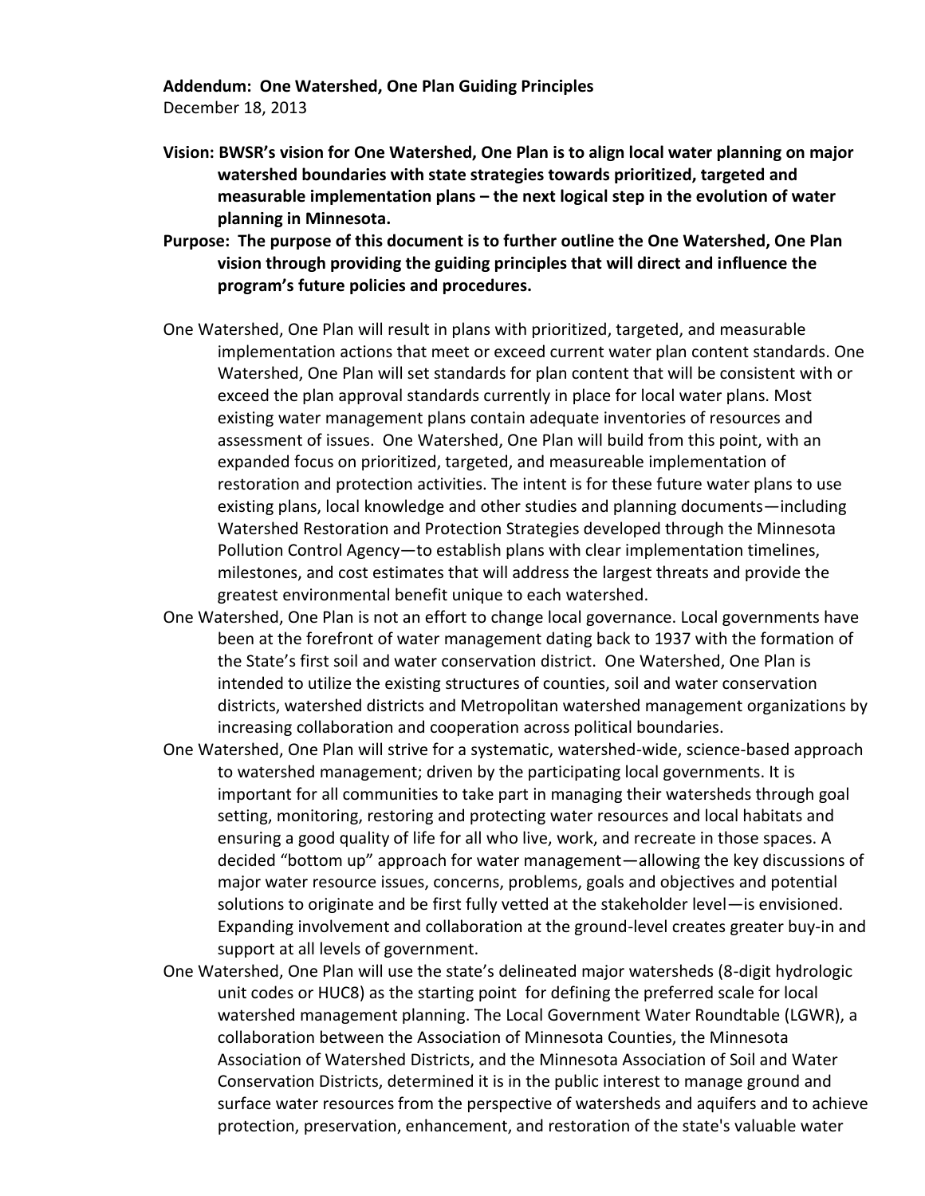**Addendum: One Watershed, One Plan Guiding Principles**
December 18, 2013

**Vision: BWSR's vision for One Watershed, One Plan is to align local water planning on major watershed boundaries with state strategies towards prioritized, targeted and measurable implementation plans – the next logical step in the evolution of water planning in Minnesota.**

**Purpose: The purpose of this document is to further outline the One Watershed, One Plan vision through providing the guiding principles that will direct and influence the program's future policies and procedures.**

One Watershed, One Plan will result in plans with prioritized, targeted, and measurable implementation actions that meet or exceed current water plan content standards. One Watershed, One Plan will set standards for plan content that will be consistent with or exceed the plan approval standards currently in place for local water plans. Most existing water management plans contain adequate inventories of resources and assessment of issues. One Watershed, One Plan will build from this point, with an expanded focus on prioritized, targeted, and measureable implementation of restoration and protection activities. The intent is for these future water plans to use existing plans, local knowledge and other studies and planning documents—including Watershed Restoration and Protection Strategies developed through the Minnesota Pollution Control Agency—to establish plans with clear implementation timelines, milestones, and cost estimates that will address the largest threats and provide the greatest environmental benefit unique to each watershed.

One Watershed, One Plan is not an effort to change local governance. Local governments have been at the forefront of water management dating back to 1937 with the formation of the State's first soil and water conservation district. One Watershed, One Plan is intended to utilize the existing structures of counties, soil and water conservation districts, watershed districts and Metropolitan watershed management organizations by increasing collaboration and cooperation across political boundaries.

One Watershed, One Plan will strive for a systematic, watershed-wide, science-based approach to watershed management; driven by the participating local governments. It is important for all communities to take part in managing their watersheds through goal setting, monitoring, restoring and protecting water resources and local habitats and ensuring a good quality of life for all who live, work, and recreate in those spaces. A decided "bottom up" approach for water management—allowing the key discussions of major water resource issues, concerns, problems, goals and objectives and potential solutions to originate and be first fully vetted at the stakeholder level—is envisioned. Expanding involvement and collaboration at the ground-level creates greater buy-in and support at all levels of government.

One Watershed, One Plan will use the state's delineated major watersheds (8-digit hydrologic unit codes or HUC8) as the starting point for defining the preferred scale for local watershed management planning. The Local Government Water Roundtable (LGWR), a collaboration between the Association of Minnesota Counties, the Minnesota Association of Watershed Districts, and the Minnesota Association of Soil and Water Conservation Districts, determined it is in the public interest to manage ground and surface water resources from the perspective of watersheds and aquifers and to achieve protection, preservation, enhancement, and restoration of the state's valuable water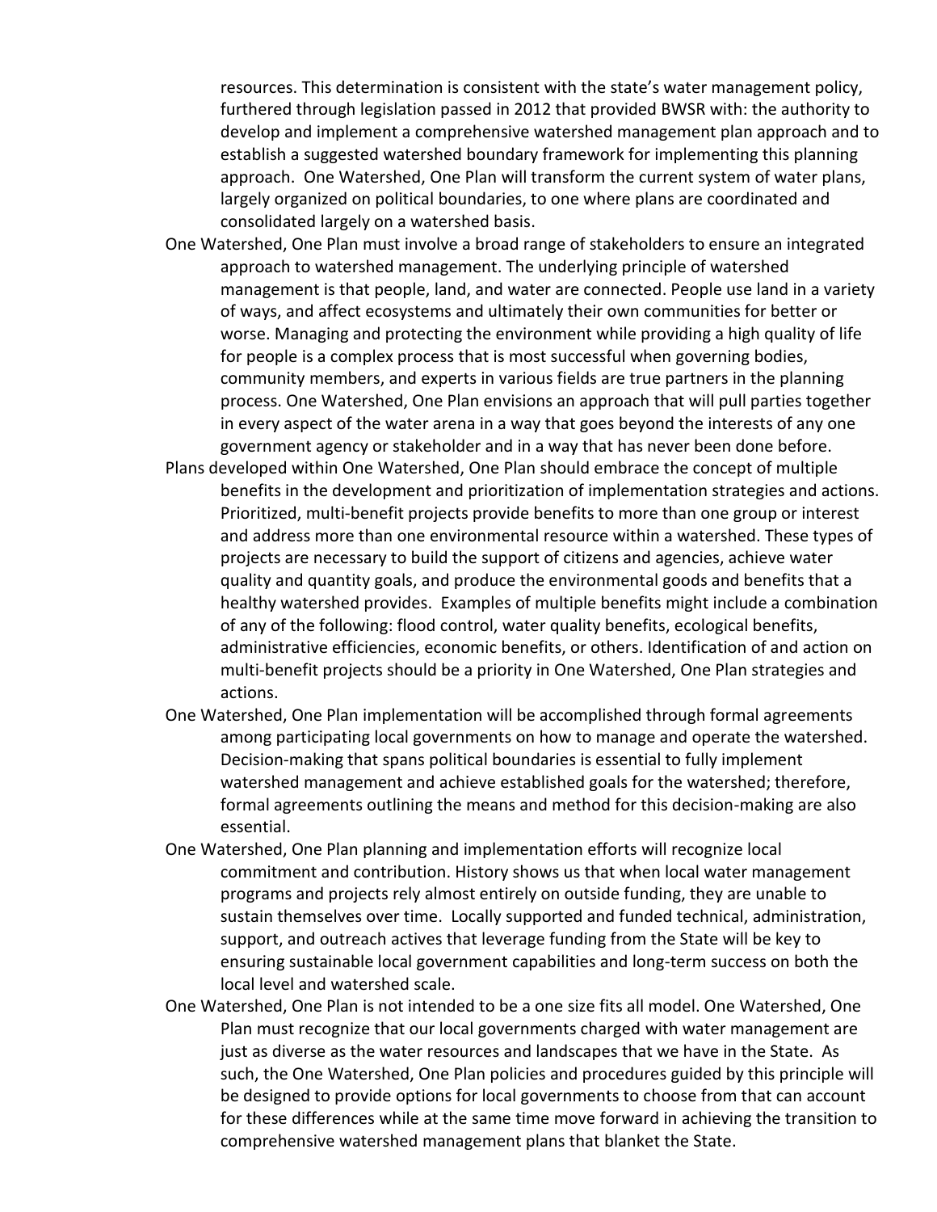resources. This determination is consistent with the state's water management policy, furthered through legislation passed in 2012 that provided BWSR with: the authority to develop and implement a comprehensive watershed management plan approach and to establish a suggested watershed boundary framework for implementing this planning approach. One Watershed, One Plan will transform the current system of water plans, largely organized on political boundaries, to one where plans are coordinated and consolidated largely on a watershed basis.

One Watershed, One Plan must involve a broad range of stakeholders to ensure an integrated approach to watershed management. The underlying principle of watershed management is that people, land, and water are connected. People use land in a variety of ways, and affect ecosystems and ultimately their own communities for better or worse. Managing and protecting the environment while providing a high quality of life for people is a complex process that is most successful when governing bodies, community members, and experts in various fields are true partners in the planning process. One Watershed, One Plan envisions an approach that will pull parties together in every aspect of the water arena in a way that goes beyond the interests of any one government agency or stakeholder and in a way that has never been done before.

Plans developed within One Watershed, One Plan should embrace the concept of multiple benefits in the development and prioritization of implementation strategies and actions. Prioritized, multi-benefit projects provide benefits to more than one group or interest and address more than one environmental resource within a watershed. These types of projects are necessary to build the support of citizens and agencies, achieve water quality and quantity goals, and produce the environmental goods and benefits that a healthy watershed provides. Examples of multiple benefits might include a combination of any of the following: flood control, water quality benefits, ecological benefits, administrative efficiencies, economic benefits, or others. Identification of and action on multi-benefit projects should be a priority in One Watershed, One Plan strategies and actions.

One Watershed, One Plan implementation will be accomplished through formal agreements among participating local governments on how to manage and operate the watershed. Decision-making that spans political boundaries is essential to fully implement watershed management and achieve established goals for the watershed; therefore, formal agreements outlining the means and method for this decision-making are also essential.

One Watershed, One Plan planning and implementation efforts will recognize local commitment and contribution. History shows us that when local water management programs and projects rely almost entirely on outside funding, they are unable to sustain themselves over time. Locally supported and funded technical, administration, support, and outreach actives that leverage funding from the State will be key to ensuring sustainable local government capabilities and long-term success on both the local level and watershed scale.

One Watershed, One Plan is not intended to be a one size fits all model. One Watershed, One Plan must recognize that our local governments charged with water management are just as diverse as the water resources and landscapes that we have in the State. As such, the One Watershed, One Plan policies and procedures guided by this principle will be designed to provide options for local governments to choose from that can account for these differences while at the same time move forward in achieving the transition to comprehensive watershed management plans that blanket the State.